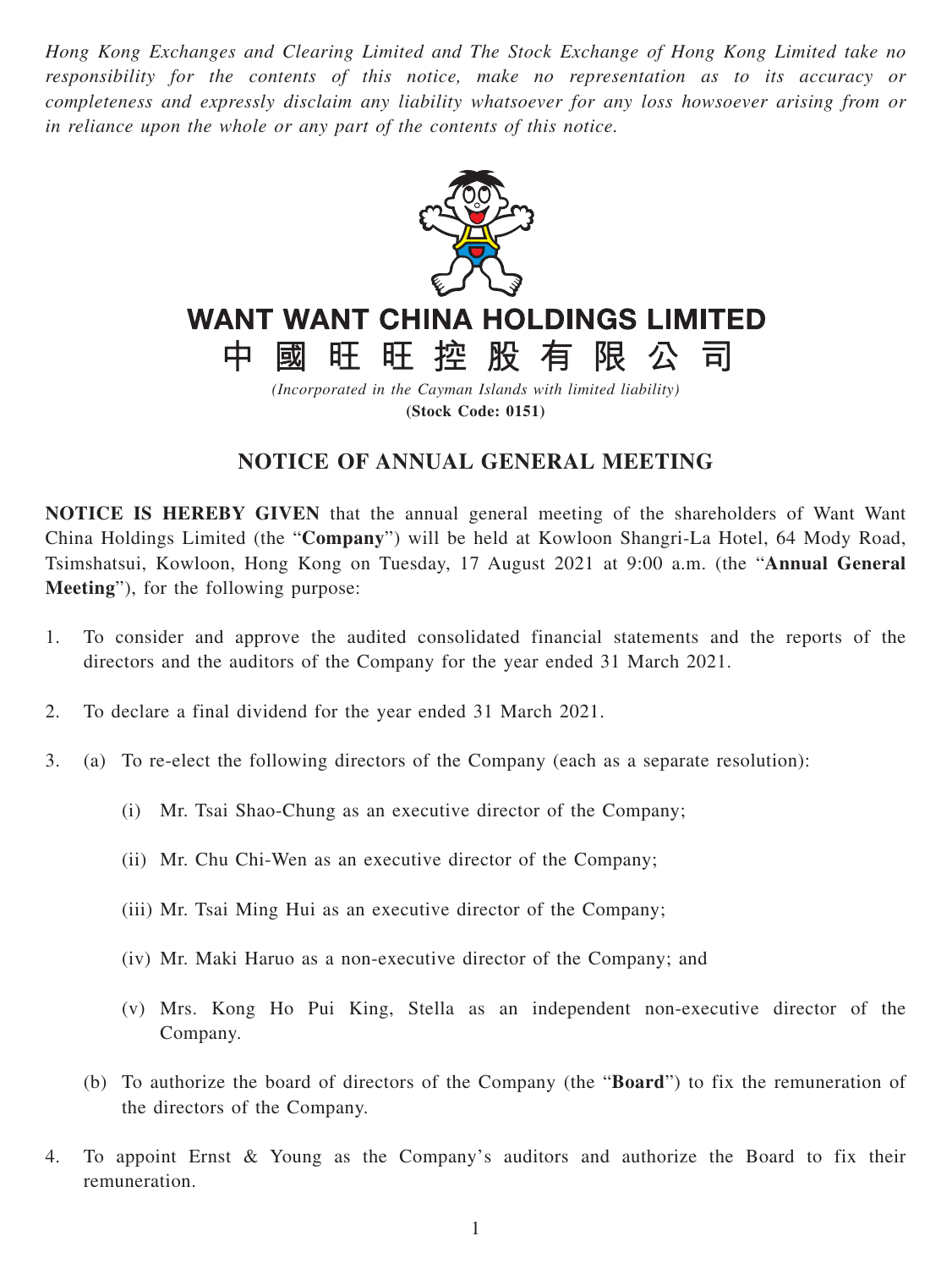*Hong Kong Exchanges and Clearing Limited and The Stock Exchange of Hong Kong Limited take no responsibility for the contents of this notice, make no representation as to its accuracy or completeness and expressly disclaim any liability whatsoever for any loss howsoever arising from or in reliance upon the whole or any part of the contents of this notice.*

# WANT WANT CHINA HOLDINGS LIMITED
# 中國旺旺控股有限公司

*(Incorporated in the Cayman Islands with limited liability)*
**(Stock Code: 0151)**

## NOTICE OF ANNUAL GENERAL MEETING

**NOTICE IS HEREBY GIVEN** that the annual general meeting of the shareholders of Want Want China Holdings Limited (the "**Company**") will be held at Kowloon Shangri-La Hotel, 64 Mody Road, Tsimshatsui, Kowloon, Hong Kong on Tuesday, 17 August 2021 at 9:00 a.m. (the "**Annual General Meeting**"), for the following purpose:

1. To consider and approve the audited consolidated financial statements and the reports of the directors and the auditors of the Company for the year ended 31 March 2021.

2. To declare a final dividend for the year ended 31 March 2021.

3. (a) To re-elect the following directors of the Company (each as a separate resolution):

   (i) Mr. Tsai Shao-Chung as an executive director of the Company;

   (ii) Mr. Chu Chi-Wen as an executive director of the Company;

   (iii) Mr. Tsai Ming Hui as an executive director of the Company;

   (iv) Mr. Maki Haruo as a non-executive director of the Company; and

   (v) Mrs. Kong Ho Pui King, Stella as an independent non-executive director of the Company.

   (b) To authorize the board of directors of the Company (the "**Board**") to fix the remuneration of the directors of the Company.

4. To appoint Ernst & Young as the Company's auditors and authorize the Board to fix their remuneration.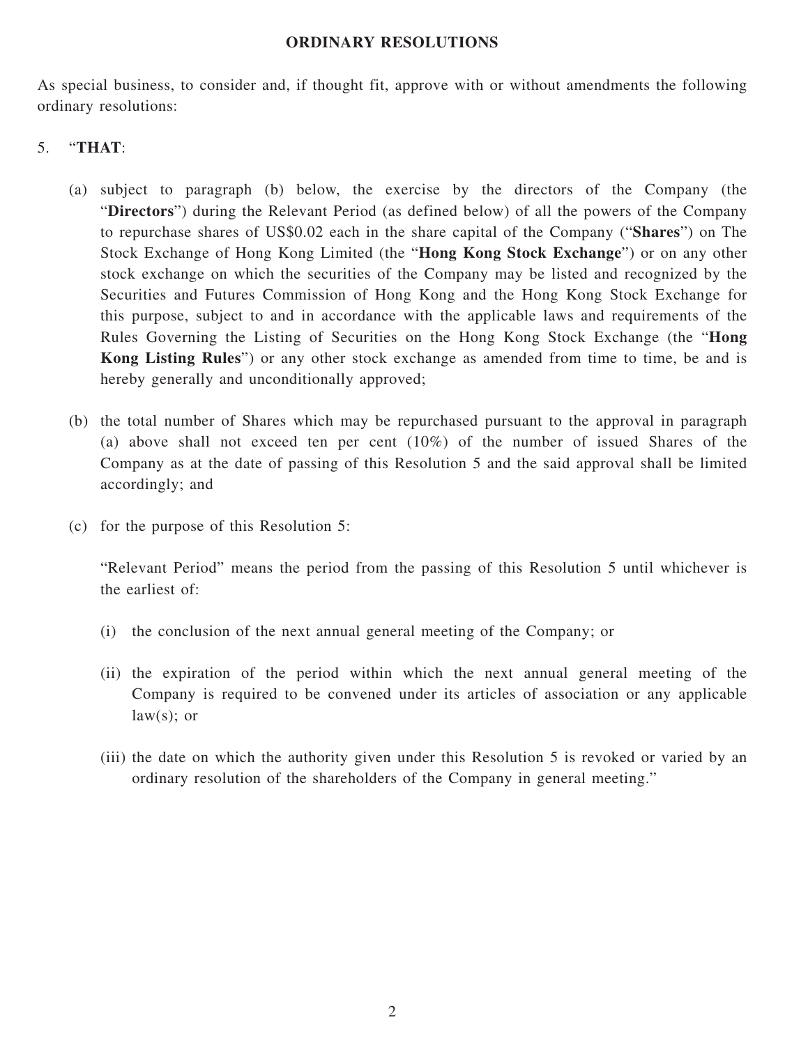## ORDINARY RESOLUTIONS

As special business, to consider and, if thought fit, approve with or without amendments the following ordinary resolutions:

5. "**THAT**:

   (a) subject to paragraph (b) below, the exercise by the directors of the Company (the "**Directors**") during the Relevant Period (as defined below) of all the powers of the Company to repurchase shares of US$0.02 each in the share capital of the Company ("**Shares**") on The Stock Exchange of Hong Kong Limited (the "**Hong Kong Stock Exchange**") or on any other stock exchange on which the securities of the Company may be listed and recognized by the Securities and Futures Commission of Hong Kong and the Hong Kong Stock Exchange for this purpose, subject to and in accordance with the applicable laws and requirements of the Rules Governing the Listing of Securities on the Hong Kong Stock Exchange (the "**Hong Kong Listing Rules**") or any other stock exchange as amended from time to time, be and is hereby generally and unconditionally approved;

   (b) the total number of Shares which may be repurchased pursuant to the approval in paragraph (a) above shall not exceed ten per cent (10%) of the number of issued Shares of the Company as at the date of passing of this Resolution 5 and the said approval shall be limited accordingly; and

   (c) for the purpose of this Resolution 5:

   "Relevant Period" means the period from the passing of this Resolution 5 until whichever is the earliest of:

   (i) the conclusion of the next annual general meeting of the Company; or

   (ii) the expiration of the period within which the next annual general meeting of the Company is required to be convened under its articles of association or any applicable law(s); or

   (iii) the date on which the authority given under this Resolution 5 is revoked or varied by an ordinary resolution of the shareholders of the Company in general meeting."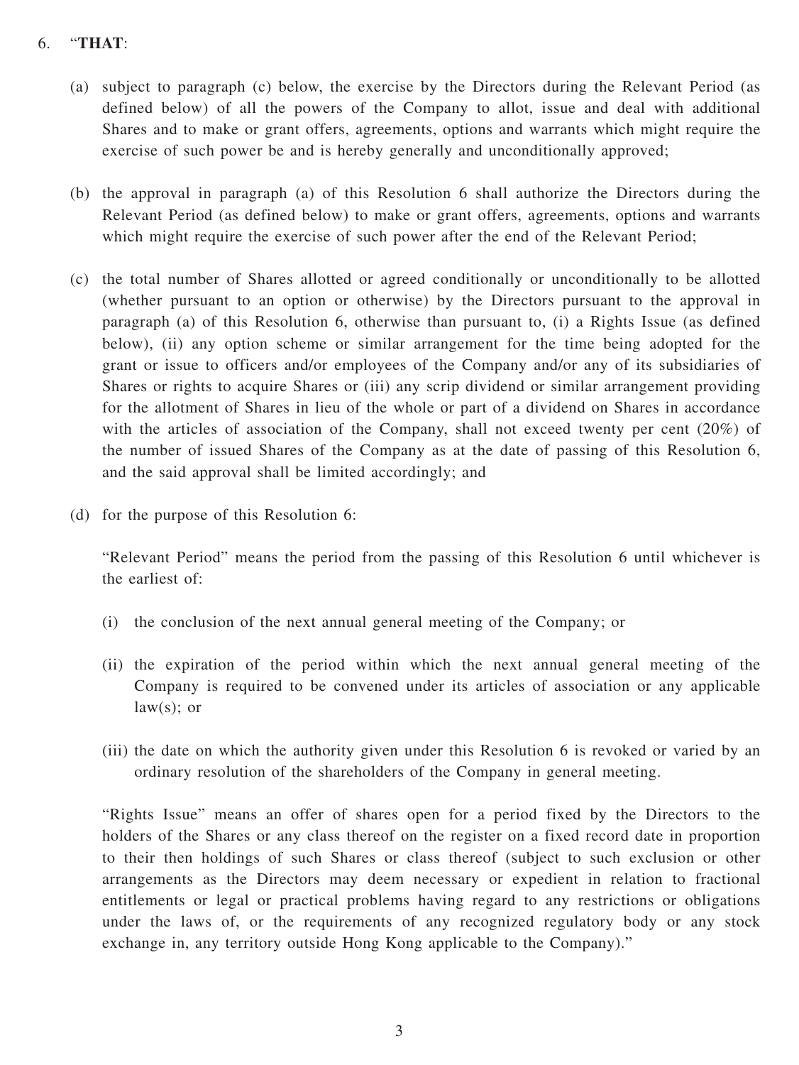6. "**THAT**:

   (a) subject to paragraph (c) below, the exercise by the Directors during the Relevant Period (as defined below) of all the powers of the Company to allot, issue and deal with additional Shares and to make or grant offers, agreements, options and warrants which might require the exercise of such power be and is hereby generally and unconditionally approved;

   (b) the approval in paragraph (a) of this Resolution 6 shall authorize the Directors during the Relevant Period (as defined below) to make or grant offers, agreements, options and warrants which might require the exercise of such power after the end of the Relevant Period;

   (c) the total number of Shares allotted or agreed conditionally or unconditionally to be allotted (whether pursuant to an option or otherwise) by the Directors pursuant to the approval in paragraph (a) of this Resolution 6, otherwise than pursuant to, (i) a Rights Issue (as defined below), (ii) any option scheme or similar arrangement for the time being adopted for the grant or issue to officers and/or employees of the Company and/or any of its subsidiaries of Shares or rights to acquire Shares or (iii) any scrip dividend or similar arrangement providing for the allotment of Shares in lieu of the whole or part of a dividend on Shares in accordance with the articles of association of the Company, shall not exceed twenty per cent (20%) of the number of issued Shares of the Company as at the date of passing of this Resolution 6, and the said approval shall be limited accordingly; and

   (d) for the purpose of this Resolution 6:

   "Relevant Period" means the period from the passing of this Resolution 6 until whichever is the earliest of:

   (i) the conclusion of the next annual general meeting of the Company; or

   (ii) the expiration of the period within which the next annual general meeting of the Company is required to be convened under its articles of association or any applicable law(s); or

   (iii) the date on which the authority given under this Resolution 6 is revoked or varied by an ordinary resolution of the shareholders of the Company in general meeting.

   "Rights Issue" means an offer of shares open for a period fixed by the Directors to the holders of the Shares or any class thereof on the register on a fixed record date in proportion to their then holdings of such Shares or class thereof (subject to such exclusion or other arrangements as the Directors may deem necessary or expedient in relation to fractional entitlements or legal or practical problems having regard to any restrictions or obligations under the laws of, or the requirements of any recognized regulatory body or any stock exchange in, any territory outside Hong Kong applicable to the Company)."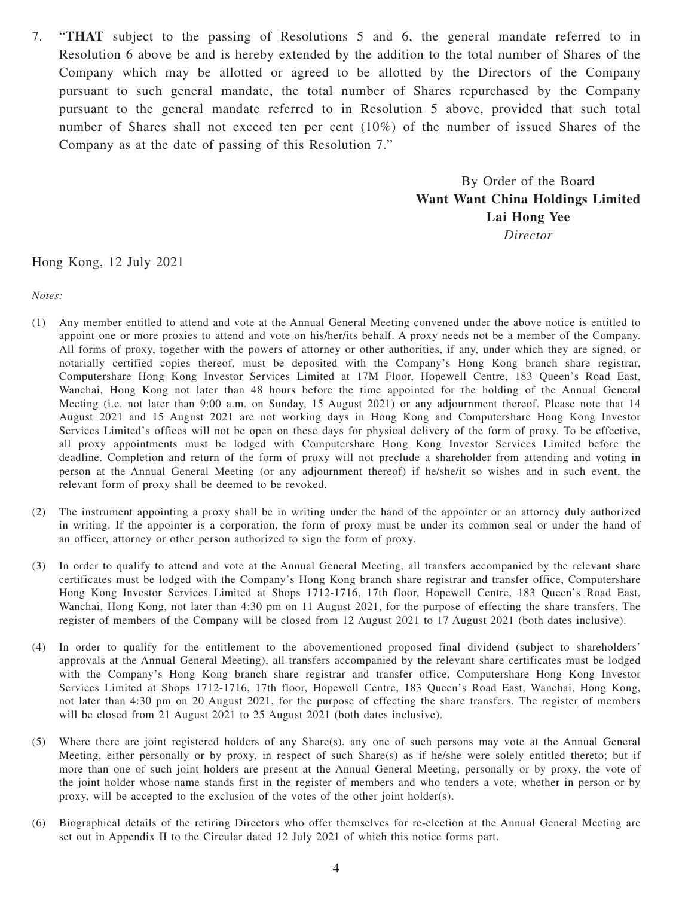7. "**THAT** subject to the passing of Resolutions 5 and 6, the general mandate referred to in Resolution 6 above be and is hereby extended by the addition to the total number of Shares of the Company which may be allotted or agreed to be allotted by the Directors of the Company pursuant to such general mandate, the total number of Shares repurchased by the Company pursuant to the general mandate referred to in Resolution 5 above, provided that such total number of Shares shall not exceed ten per cent (10%) of the number of issued Shares of the Company as at the date of passing of this Resolution 7."

By Order of the Board
**Want Want China Holdings Limited**
**Lai Hong Yee**
*Director*

Hong Kong, 12 July 2021

*Notes:*

(1) Any member entitled to attend and vote at the Annual General Meeting convened under the above notice is entitled to appoint one or more proxies to attend and vote on his/her/its behalf. A proxy needs not be a member of the Company. All forms of proxy, together with the powers of attorney or other authorities, if any, under which they are signed, or notarially certified copies thereof, must be deposited with the Company's Hong Kong branch share registrar, Computershare Hong Kong Investor Services Limited at 17M Floor, Hopewell Centre, 183 Queen's Road East, Wanchai, Hong Kong not later than 48 hours before the time appointed for the holding of the Annual General Meeting (i.e. not later than 9:00 a.m. on Sunday, 15 August 2021) or any adjournment thereof. Please note that 14 August 2021 and 15 August 2021 are not working days in Hong Kong and Computershare Hong Kong Investor Services Limited's offices will not be open on these days for physical delivery of the form of proxy. To be effective, all proxy appointments must be lodged with Computershare Hong Kong Investor Services Limited before the deadline. Completion and return of the form of proxy will not preclude a shareholder from attending and voting in person at the Annual General Meeting (or any adjournment thereof) if he/she/it so wishes and in such event, the relevant form of proxy shall be deemed to be revoked.

(2) The instrument appointing a proxy shall be in writing under the hand of the appointer or an attorney duly authorized in writing. If the appointer is a corporation, the form of proxy must be under its common seal or under the hand of an officer, attorney or other person authorized to sign the form of proxy.

(3) In order to qualify to attend and vote at the Annual General Meeting, all transfers accompanied by the relevant share certificates must be lodged with the Company's Hong Kong branch share registrar and transfer office, Computershare Hong Kong Investor Services Limited at Shops 1712-1716, 17th floor, Hopewell Centre, 183 Queen's Road East, Wanchai, Hong Kong, not later than 4:30 pm on 11 August 2021, for the purpose of effecting the share transfers. The register of members of the Company will be closed from 12 August 2021 to 17 August 2021 (both dates inclusive).

(4) In order to qualify for the entitlement to the abovementioned proposed final dividend (subject to shareholders' approvals at the Annual General Meeting), all transfers accompanied by the relevant share certificates must be lodged with the Company's Hong Kong branch share registrar and transfer office, Computershare Hong Kong Investor Services Limited at Shops 1712-1716, 17th floor, Hopewell Centre, 183 Queen's Road East, Wanchai, Hong Kong, not later than 4:30 pm on 20 August 2021, for the purpose of effecting the share transfers. The register of members will be closed from 21 August 2021 to 25 August 2021 (both dates inclusive).

(5) Where there are joint registered holders of any Share(s), any one of such persons may vote at the Annual General Meeting, either personally or by proxy, in respect of such Share(s) as if he/she were solely entitled thereto; but if more than one of such joint holders are present at the Annual General Meeting, personally or by proxy, the vote of the joint holder whose name stands first in the register of members and who tenders a vote, whether in person or by proxy, will be accepted to the exclusion of the votes of the other joint holder(s).

(6) Biographical details of the retiring Directors who offer themselves for re-election at the Annual General Meeting are set out in Appendix II to the Circular dated 12 July 2021 of which this notice forms part.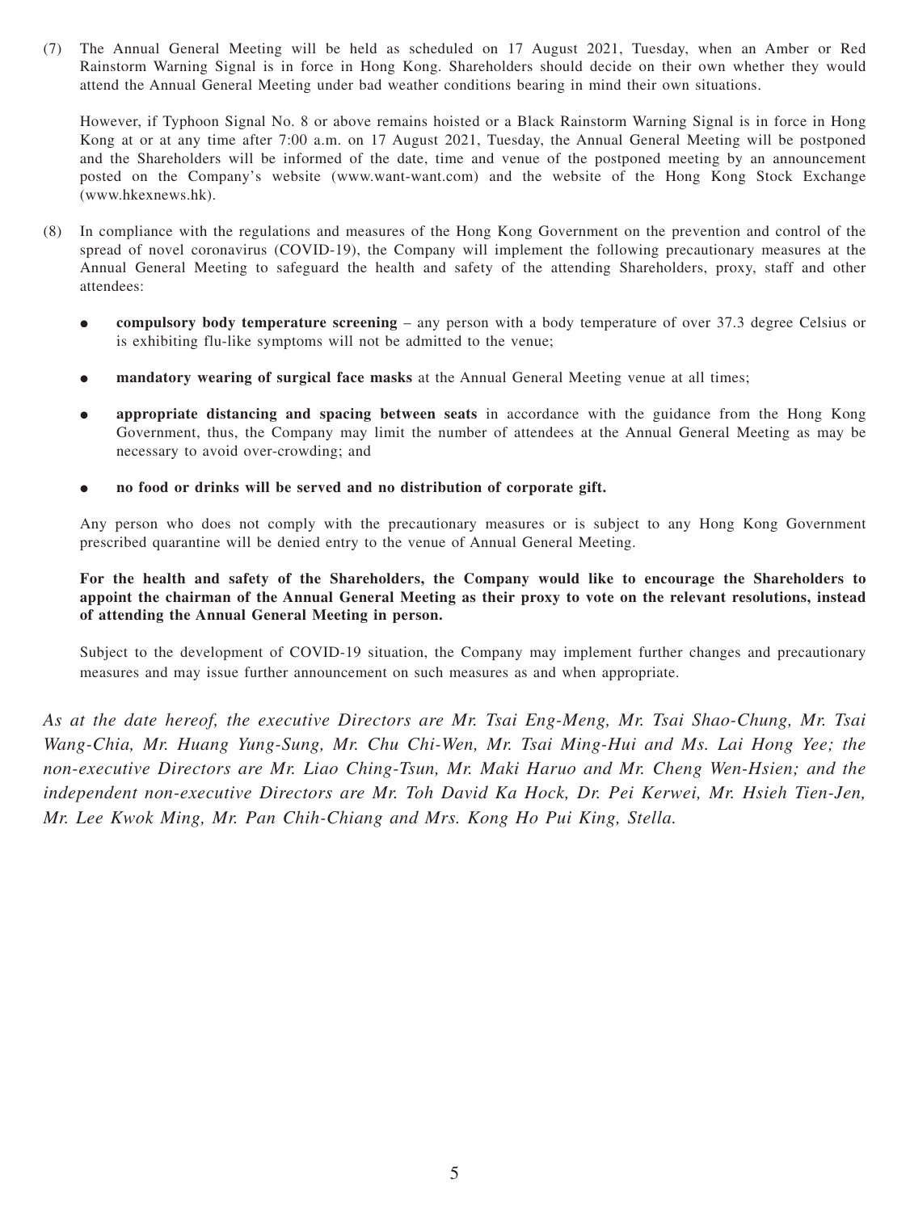(7) The Annual General Meeting will be held as scheduled on 17 August 2021, Tuesday, when an Amber or Red Rainstorm Warning Signal is in force in Hong Kong. Shareholders should decide on their own whether they would attend the Annual General Meeting under bad weather conditions bearing in mind their own situations.

However, if Typhoon Signal No. 8 or above remains hoisted or a Black Rainstorm Warning Signal is in force in Hong Kong at or at any time after 7:00 a.m. on 17 August 2021, Tuesday, the Annual General Meeting will be postponed and the Shareholders will be informed of the date, time and venue of the postponed meeting by an announcement posted on the Company's website (www.want-want.com) and the website of the Hong Kong Stock Exchange (www.hkexnews.hk).

(8) In compliance with the regulations and measures of the Hong Kong Government on the prevention and control of the spread of novel coronavirus (COVID-19), the Company will implement the following precautionary measures at the Annual General Meeting to safeguard the health and safety of the attending Shareholders, proxy, staff and other attendees:

- **compulsory body temperature screening** – any person with a body temperature of over 37.3 degree Celsius or is exhibiting flu-like symptoms will not be admitted to the venue;
- **mandatory wearing of surgical face masks** at the Annual General Meeting venue at all times;
- **appropriate distancing and spacing between seats** in accordance with the guidance from the Hong Kong Government, thus, the Company may limit the number of attendees at the Annual General Meeting as may be necessary to avoid over-crowding; and
- **no food or drinks will be served and no distribution of corporate gift.**

Any person who does not comply with the precautionary measures or is subject to any Hong Kong Government prescribed quarantine will be denied entry to the venue of Annual General Meeting.

**For the health and safety of the Shareholders, the Company would like to encourage the Shareholders to appoint the chairman of the Annual General Meeting as their proxy to vote on the relevant resolutions, instead of attending the Annual General Meeting in person.**

Subject to the development of COVID-19 situation, the Company may implement further changes and precautionary measures and may issue further announcement on such measures as and when appropriate.

*As at the date hereof, the executive Directors are Mr. Tsai Eng-Meng, Mr. Tsai Shao-Chung, Mr. Tsai Wang-Chia, Mr. Huang Yung-Sung, Mr. Chu Chi-Wen, Mr. Tsai Ming-Hui and Ms. Lai Hong Yee; the non-executive Directors are Mr. Liao Ching-Tsun, Mr. Maki Haruo and Mr. Cheng Wen-Hsien; and the independent non-executive Directors are Mr. Toh David Ka Hock, Dr. Pei Kerwei, Mr. Hsieh Tien-Jen, Mr. Lee Kwok Ming, Mr. Pan Chih-Chiang and Mrs. Kong Ho Pui King, Stella.*